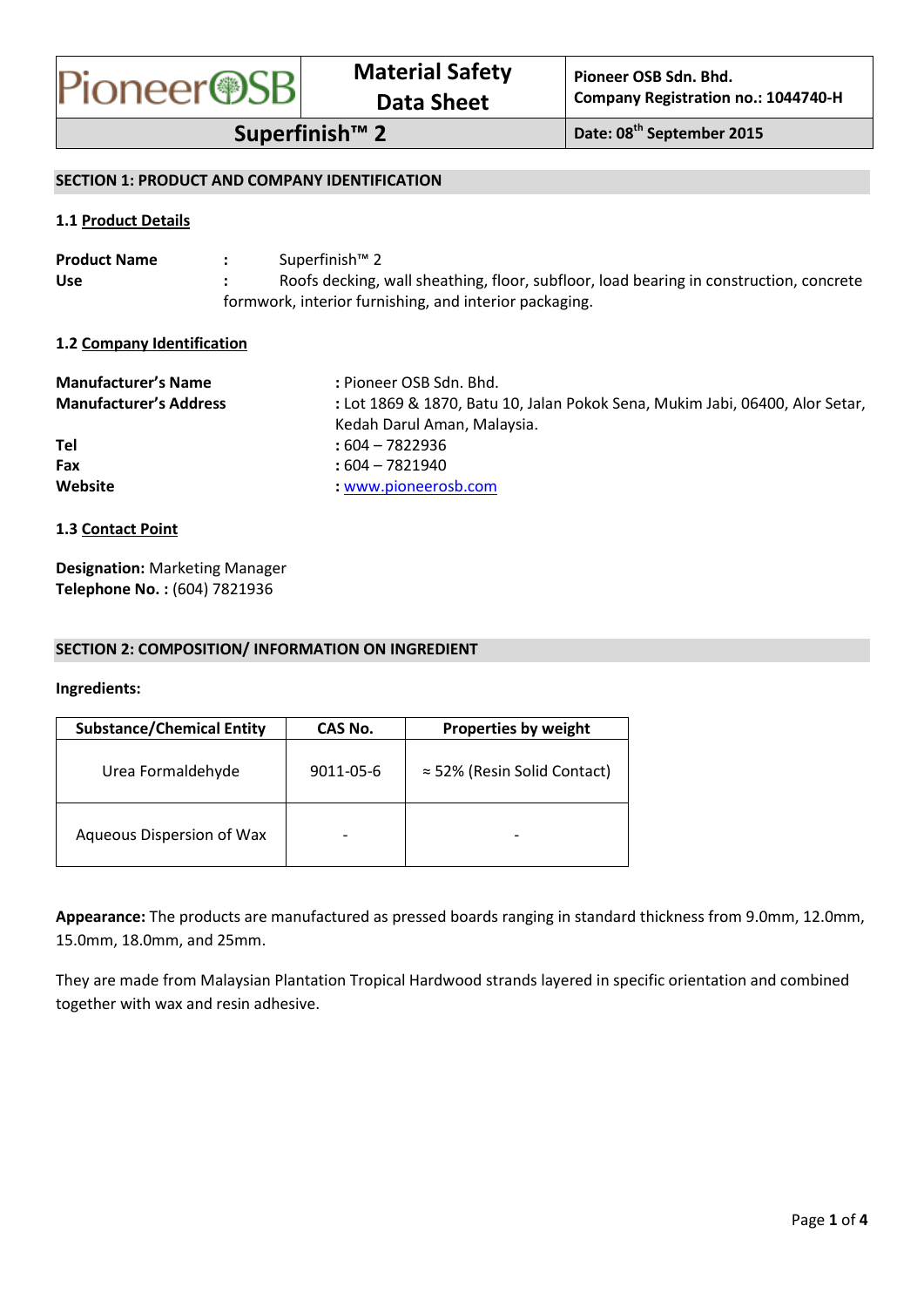| PioneerOSB | Material Safety Data Sheet | Pioneer OSB Sdn. Bhd. Company Registration no.: 1044740-H |
|---|---|---|
| Superfinish™ 2 | | Date: 08th September 2015 |

## SECTION 1: PRODUCT AND COMPANY IDENTIFICATION

### 1.1 Product Details

**Product Name** : Superfinish™ 2
**Use** : Roofs decking, wall sheathing, floor, subfloor, load bearing in construction, concrete formwork, interior furnishing, and interior packaging.

### 1.2 Company Identification

**Manufacturer's Name** : Pioneer OSB Sdn. Bhd.
**Manufacturer's Address** : Lot 1869 & 1870, Batu 10, Jalan Pokok Sena, Mukim Jabi, 06400, Alor Setar, Kedah Darul Aman, Malaysia.
**Tel** : 604 – 7822936
**Fax** : 604 – 7821940
**Website** : www.pioneerosb.com

### 1.3 Contact Point

**Designation:** Marketing Manager
**Telephone No. :** (604) 7821936

## SECTION 2: COMPOSITION/ INFORMATION ON INGREDIENT

**Ingredients:**

| Substance/Chemical Entity | CAS No. | Properties by weight |
|---|---|---|
| Urea Formaldehyde | 9011-05-6 | ≈ 52% (Resin Solid Contact) |
| Aqueous Dispersion of Wax | - | - |

**Appearance:** The products are manufactured as pressed boards ranging in standard thickness from 9.0mm, 12.0mm, 15.0mm, 18.0mm, and 25mm.

They are made from Malaysian Plantation Tropical Hardwood strands layered in specific orientation and combined together with wax and resin adhesive.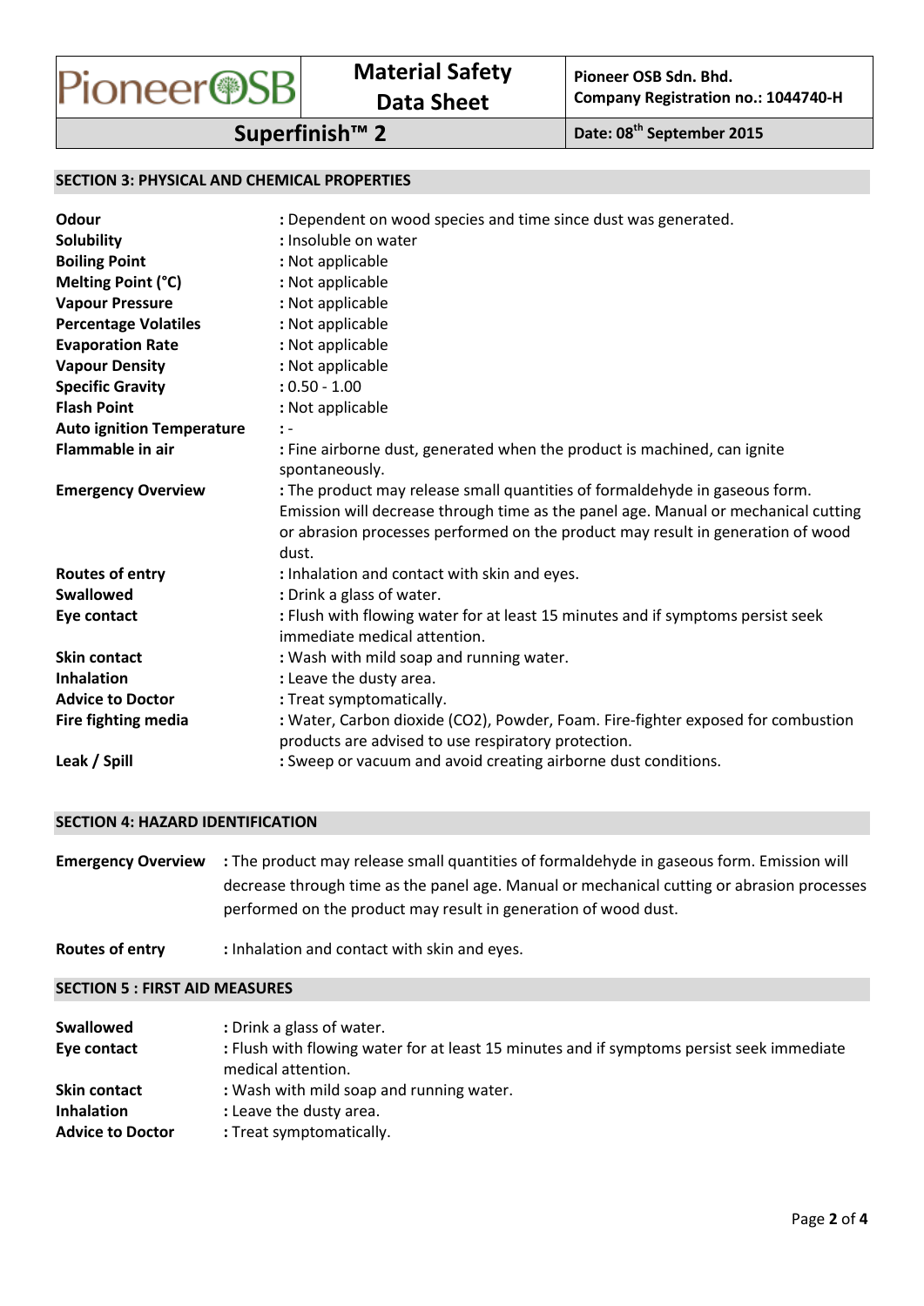## SECTION 3: PHYSICAL AND CHEMICAL PROPERTIES

| | |
|---|---|
| **Odour** | : Dependent on wood species and time since dust was generated. |
| **Solubility** | : Insoluble on water |
| **Boiling Point** | : Not applicable |
| **Melting Point (°C)** | : Not applicable |
| **Vapour Pressure** | : Not applicable |
| **Percentage Volatiles** | : Not applicable |
| **Evaporation Rate** | : Not applicable |
| **Vapour Density** | : Not applicable |
| **Specific Gravity** | : 0.50 - 1.00 |
| **Flash Point** | : Not applicable |
| **Auto ignition Temperature** | : - |
| **Flammable in air** | : Fine airborne dust, generated when the product is machined, can ignite spontaneously. |
| **Emergency Overview** | : The product may release small quantities of formaldehyde in gaseous form. Emission will decrease through time as the panel age. Manual or mechanical cutting or abrasion processes performed on the product may result in generation of wood dust. |
| **Routes of entry** | : Inhalation and contact with skin and eyes. |
| **Swallowed** | : Drink a glass of water. |
| **Eye contact** | : Flush with flowing water for at least 15 minutes and if symptoms persist seek immediate medical attention. |
| **Skin contact** | : Wash with mild soap and running water. |
| **Inhalation** | : Leave the dusty area. |
| **Advice to Doctor** | : Treat symptomatically. |
| **Fire fighting media** | : Water, Carbon dioxide ($CO_2$), Powder, Foam. Fire-fighter exposed for combustion products are advised to use respiratory protection. |
| **Leak / Spill** | : Sweep or vacuum and avoid creating airborne dust conditions. |

## SECTION 4: HAZARD IDENTIFICATION

| | |
|---|---|
| **Emergency Overview** | : The product may release small quantities of formaldehyde in gaseous form. Emission will decrease through time as the panel age. Manual or mechanical cutting or abrasion processes performed on the product may result in generation of wood dust. |
| **Routes of entry** | : Inhalation and contact with skin and eyes. |

## SECTION 5 : FIRST AID MEASURES

| | |
|---|---|
| **Swallowed** | : Drink a glass of water. |
| **Eye contact** | : Flush with flowing water for at least 15 minutes and if symptoms persist seek immediate medical attention. |
| **Skin contact** | : Wash with mild soap and running water. |
| **Inhalation** | : Leave the dusty area. |
| **Advice to Doctor** | : Treat symptomatically. |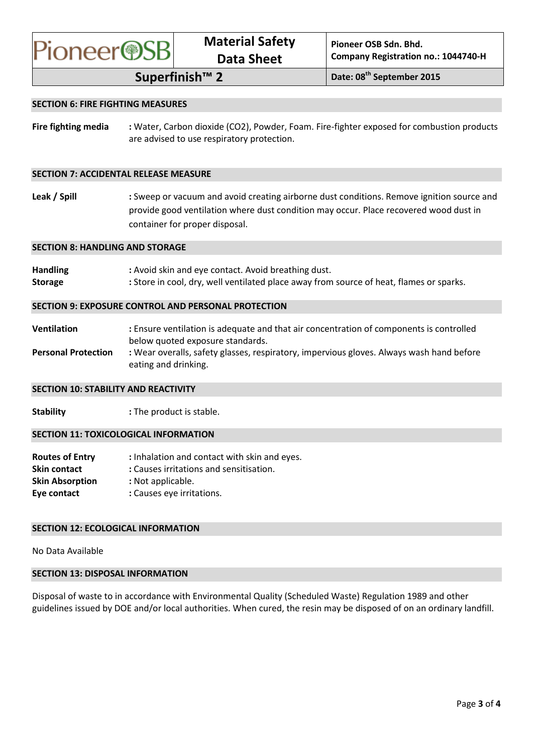## SECTION 6: FIRE FIGHTING MEASURES

**Fire fighting media** : Water, Carbon dioxide ($CO_2$), Powder, Foam. Fire-fighter exposed for combustion products are advised to use respiratory protection.

## SECTION 7: ACCIDENTAL RELEASE MEASURE

**Leak / Spill** : Sweep or vacuum and avoid creating airborne dust conditions. Remove ignition source and provide good ventilation where dust condition may occur. Place recovered wood dust in container for proper disposal.

## SECTION 8: HANDLING AND STORAGE

**Handling** : Avoid skin and eye contact. Avoid breathing dust.
**Storage** : Store in cool, dry, well ventilated place away from source of heat, flames or sparks.

## SECTION 9: EXPOSURE CONTROL AND PERSONAL PROTECTION

**Ventilation** : Ensure ventilation is adequate and that air concentration of components is controlled below quoted exposure standards.
**Personal Protection** : Wear overalls, safety glasses, respiratory, impervious gloves. Always wash hand before eating and drinking.

## SECTION 10: STABILITY AND REACTIVITY

**Stability** : The product is stable.

## SECTION 11: TOXICOLOGICAL INFORMATION

**Routes of Entry** : Inhalation and contact with skin and eyes.
**Skin contact** : Causes irritations and sensitisation.
**Skin Absorption** : Not applicable.
**Eye contact** : Causes eye irritations.

## SECTION 12: ECOLOGICAL INFORMATION

No Data Available

## SECTION 13: DISPOSAL INFORMATION

Disposal of waste to in accordance with Environmental Quality (Scheduled Waste) Regulation 1989 and other guidelines issued by DOE and/or local authorities. When cured, the resin may be disposed of on an ordinary landfill.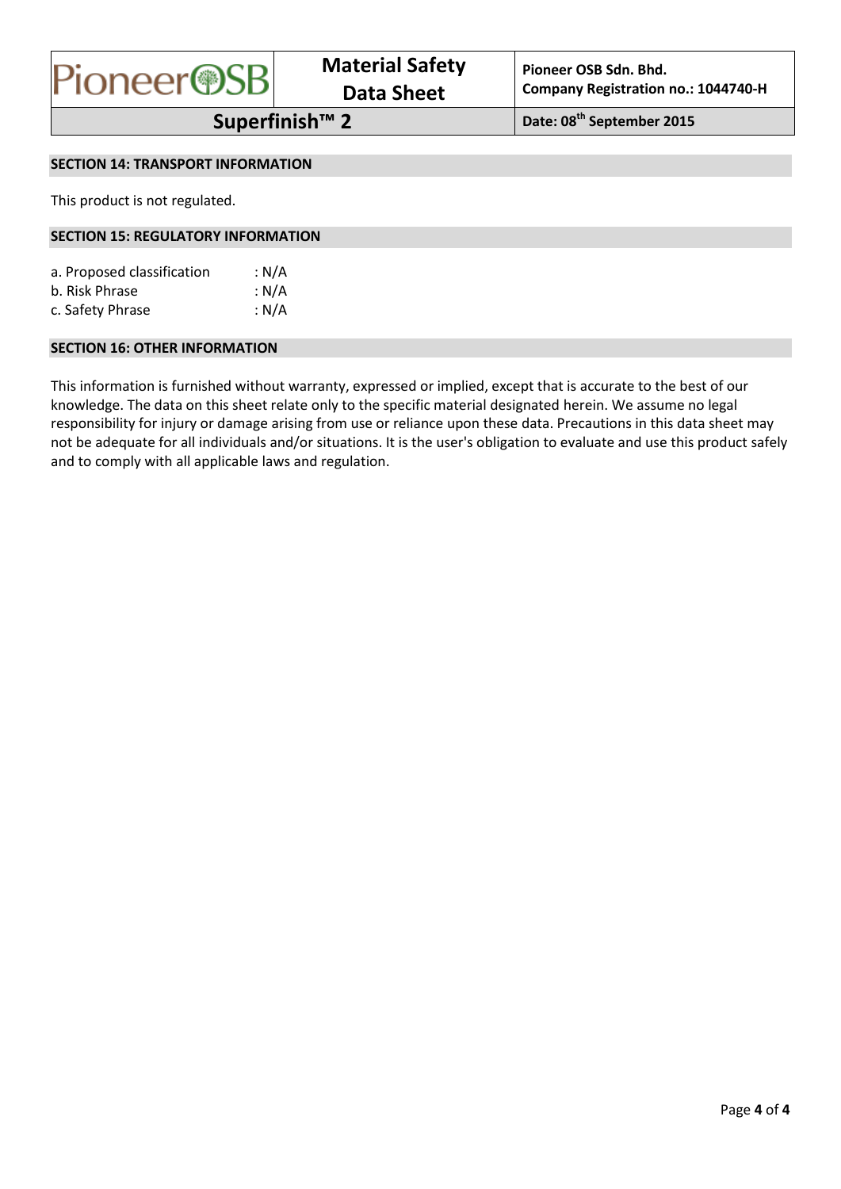## SECTION 14: TRANSPORT INFORMATION

This product is not regulated.

## SECTION 15: REGULATORY INFORMATION

a. Proposed classification : N/A
b. Risk Phrase : N/A
c. Safety Phrase : N/A

## SECTION 16: OTHER INFORMATION

This information is furnished without warranty, expressed or implied, except that is accurate to the best of our knowledge. The data on this sheet relate only to the specific material designated herein. We assume no legal responsibility for injury or damage arising from use or reliance upon these data. Precautions in this data sheet may not be adequate for all individuals and/or situations. It is the user's obligation to evaluate and use this product safely and to comply with all applicable laws and regulation.